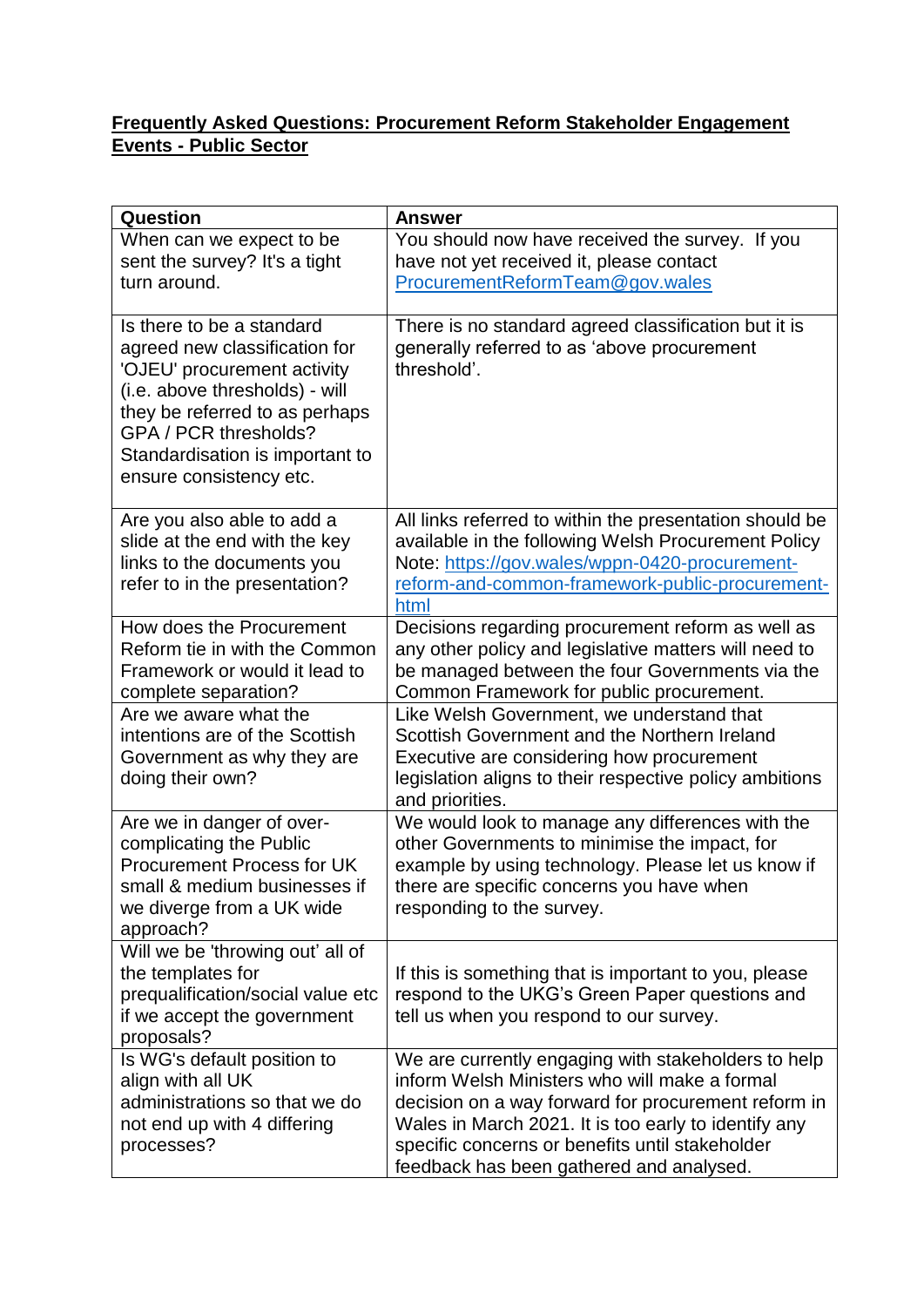**Frequently Asked Questions: Procurement Reform Stakeholder Engagement Events - Public Sector**

| Question | Answer |
| --- | --- |
| When can we expect to be sent the survey? It's a tight turn around. | You should now have received the survey. If you have not yet received it, please contact ProcurementReformTeam@gov.wales |
| Is there to be a standard agreed new classification for 'OJEU' procurement activity (i.e. above thresholds) - will they be referred to as perhaps GPA / PCR thresholds? Standardisation is important to ensure consistency etc. | There is no standard agreed classification but it is generally referred to as 'above procurement threshold'. |
| Are you also able to add a slide at the end with the key links to the documents you refer to in the presentation? | All links referred to within the presentation should be available in the following Welsh Procurement Policy Note: https://gov.wales/wppn-0420-procurement-reform-and-common-framework-public-procurement-html |
| How does the Procurement Reform tie in with the Common Framework or would it lead to complete separation? | Decisions regarding procurement reform as well as any other policy and legislative matters will need to be managed between the four Governments via the Common Framework for public procurement. |
| Are we aware what the intentions are of the Scottish Government as why they are doing their own? | Like Welsh Government, we understand that Scottish Government and the Northern Ireland Executive are considering how procurement legislation aligns to their respective policy ambitions and priorities. |
| Are we in danger of over-complicating the Public Procurement Process for UK small & medium businesses if we diverge from a UK wide approach? | We would look to manage any differences with the other Governments to minimise the impact, for example by using technology. Please let us know if there are specific concerns you have when responding to the survey. |
| Will we be 'throwing out' all of the templates for prequalification/social value etc if we accept the government proposals? | If this is something that is important to you, please respond to the UKG's Green Paper questions and tell us when you respond to our survey. |
| Is WG's default position to align with all UK administrations so that we do not end up with 4 differing processes? | We are currently engaging with stakeholders to help inform Welsh Ministers who will make a formal decision on a way forward for procurement reform in Wales in March 2021. It is too early to identify any specific concerns or benefits until stakeholder feedback has been gathered and analysed. |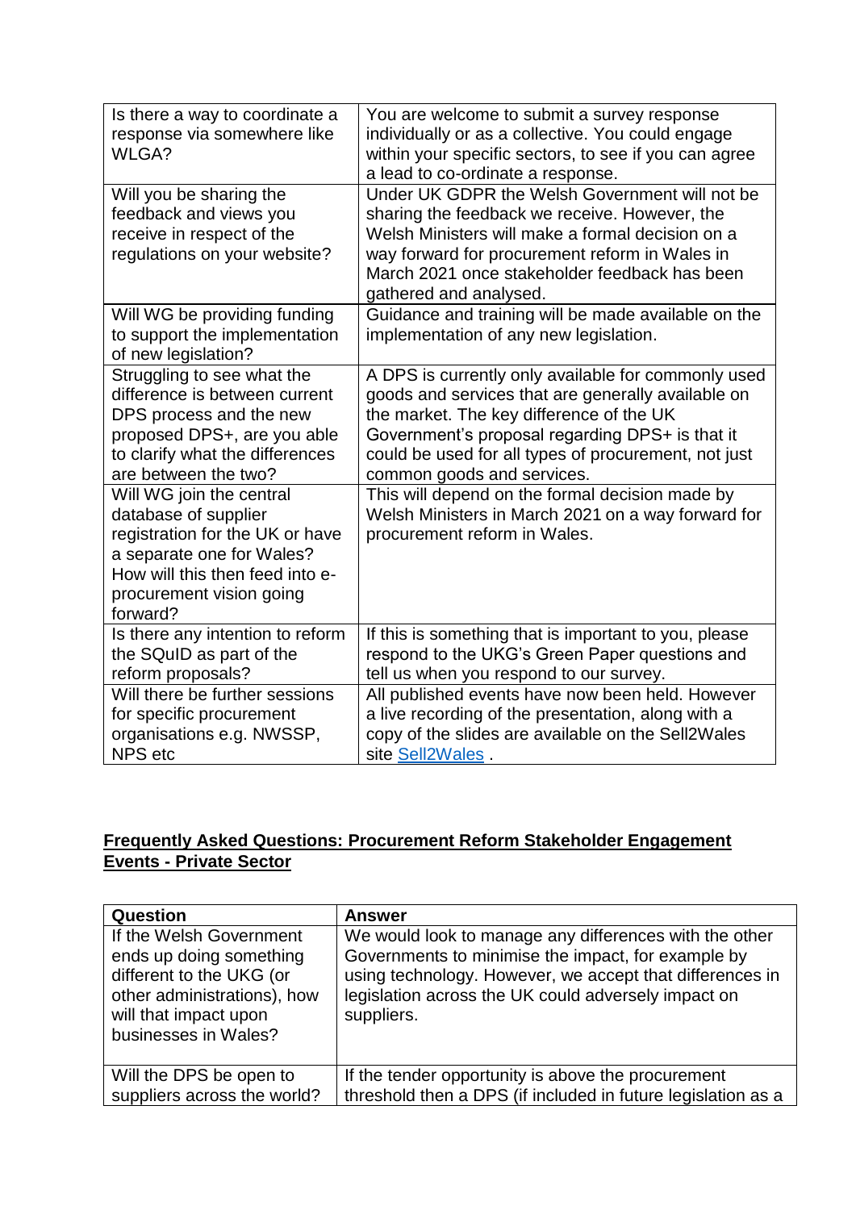| | |
|---|---|
| Is there a way to coordinate a response via somewhere like WLGA? | You are welcome to submit a survey response individually or as a collective. You could engage within your specific sectors, to see if you can agree a lead to co-ordinate a response. |
| Will you be sharing the feedback and views you receive in respect of the regulations on your website? | Under UK GDPR the Welsh Government will not be sharing the feedback we receive. However, the Welsh Ministers will make a formal decision on a way forward for procurement reform in Wales in March 2021 once stakeholder feedback has been gathered and analysed. |
| Will WG be providing funding to support the implementation of new legislation? | Guidance and training will be made available on the implementation of any new legislation. |
| Struggling to see what the difference is between current DPS process and the new proposed DPS+, are you able to clarify what the differences are between the two? | A DPS is currently only available for commonly used goods and services that are generally available on the market. The key difference of the UK Government's proposal regarding DPS+ is that it could be used for all types of procurement, not just common goods and services. |
| Will WG join the central database of supplier registration for the UK or have a separate one for Wales? How will this then feed into e-procurement vision going forward? | This will depend on the formal decision made by Welsh Ministers in March 2021 on a way forward for procurement reform in Wales. |
| Is there any intention to reform the SQuID as part of the reform proposals? | If this is something that is important to you, please respond to the UKG's Green Paper questions and tell us when you respond to our survey. |
| Will there be further sessions for specific procurement organisations e.g. NWSSP, NPS etc | All published events have now been held. However a live recording of the presentation, along with a copy of the slides are available on the Sell2Wales site Sell2Wales . |

**Frequently Asked Questions: Procurement Reform Stakeholder Engagement Events - Private Sector**

| Question | Answer |
|---|---|
| If the Welsh Government ends up doing something different to the UKG (or other administrations), how will that impact upon businesses in Wales? | We would look to manage any differences with the other Governments to minimise the impact, for example by using technology. However, we accept that differences in legislation across the UK could adversely impact on suppliers. |
| Will the DPS be open to suppliers across the world? | If the tender opportunity is above the procurement threshold then a DPS (if included in future legislation as a |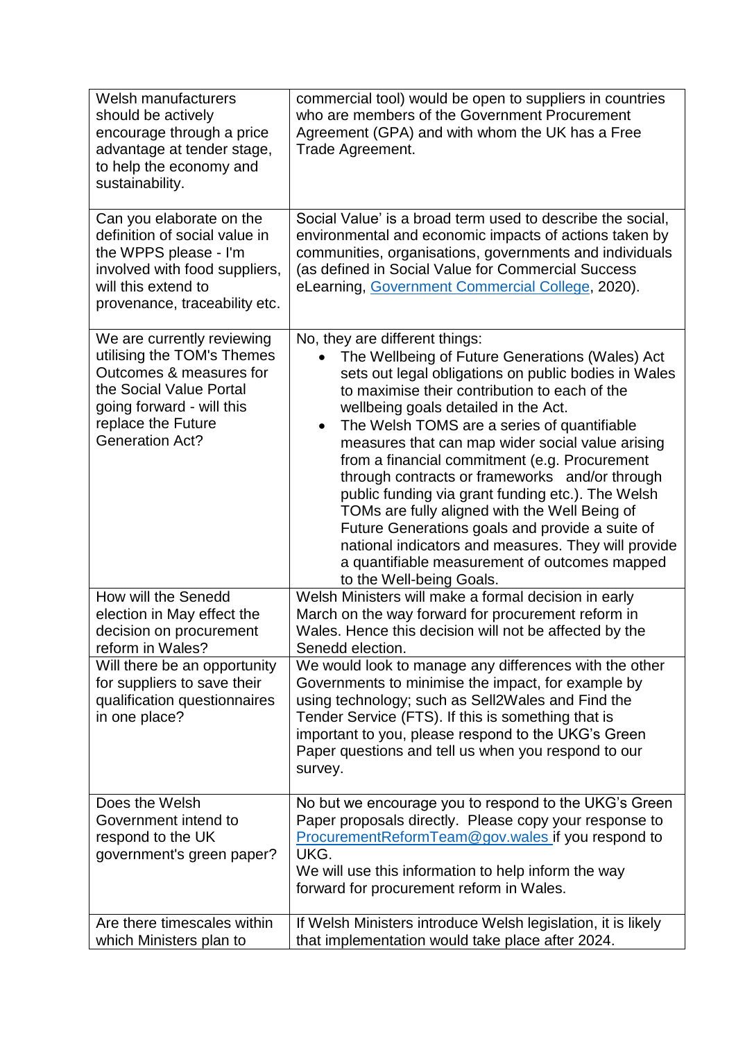| | |
|---|---|
| Welsh manufacturers should be actively encourage through a price advantage at tender stage, to help the economy and sustainability. | commercial tool) would be open to suppliers in countries who are members of the Government Procurement Agreement (GPA) and with whom the UK has a Free Trade Agreement. |
| Can you elaborate on the definition of social value in the WPPS please - I'm involved with food suppliers, will this extend to provenance, traceability etc. | Social Value' is a broad term used to describe the social, environmental and economic impacts of actions taken by communities, organisations, governments and individuals (as defined in Social Value for Commercial Success eLearning, Government Commercial College, 2020). |
| We are currently reviewing utilising the TOM's Themes Outcomes & measures for the Social Value Portal going forward - will this replace the Future Generation Act? | No, they are different things:<br>• The Wellbeing of Future Generations (Wales) Act sets out legal obligations on public bodies in Wales to maximise their contribution to each of the wellbeing goals detailed in the Act.<br>• The Welsh TOMS are a series of quantifiable measures that can map wider social value arising from a financial commitment (e.g. Procurement through contracts or frameworks and/or through public funding via grant funding etc.). The Welsh TOMs are fully aligned with the Well Being of Future Generations goals and provide a suite of national indicators and measures. They will provide a quantifiable measurement of outcomes mapped to the Well-being Goals. |
| How will the Senedd election in May effect the decision on procurement reform in Wales? | Welsh Ministers will make a formal decision in early March on the way forward for procurement reform in Wales. Hence this decision will not be affected by the Senedd election. |
| Will there be an opportunity for suppliers to save their qualification questionnaires in one place? | We would look to manage any differences with the other Governments to minimise the impact, for example by using technology; such as Sell2Wales and Find the Tender Service (FTS). If this is something that is important to you, please respond to the UKG's Green Paper questions and tell us when you respond to our survey. |
| Does the Welsh Government intend to respond to the UK government's green paper? | No but we encourage you to respond to the UKG's Green Paper proposals directly. Please copy your response to ProcurementReformTeam@gov.wales if you respond to UKG.<br>We will use this information to help inform the way forward for procurement reform in Wales. |
| Are there timescales within which Ministers plan to | If Welsh Ministers introduce Welsh legislation, it is likely that implementation would take place after 2024. |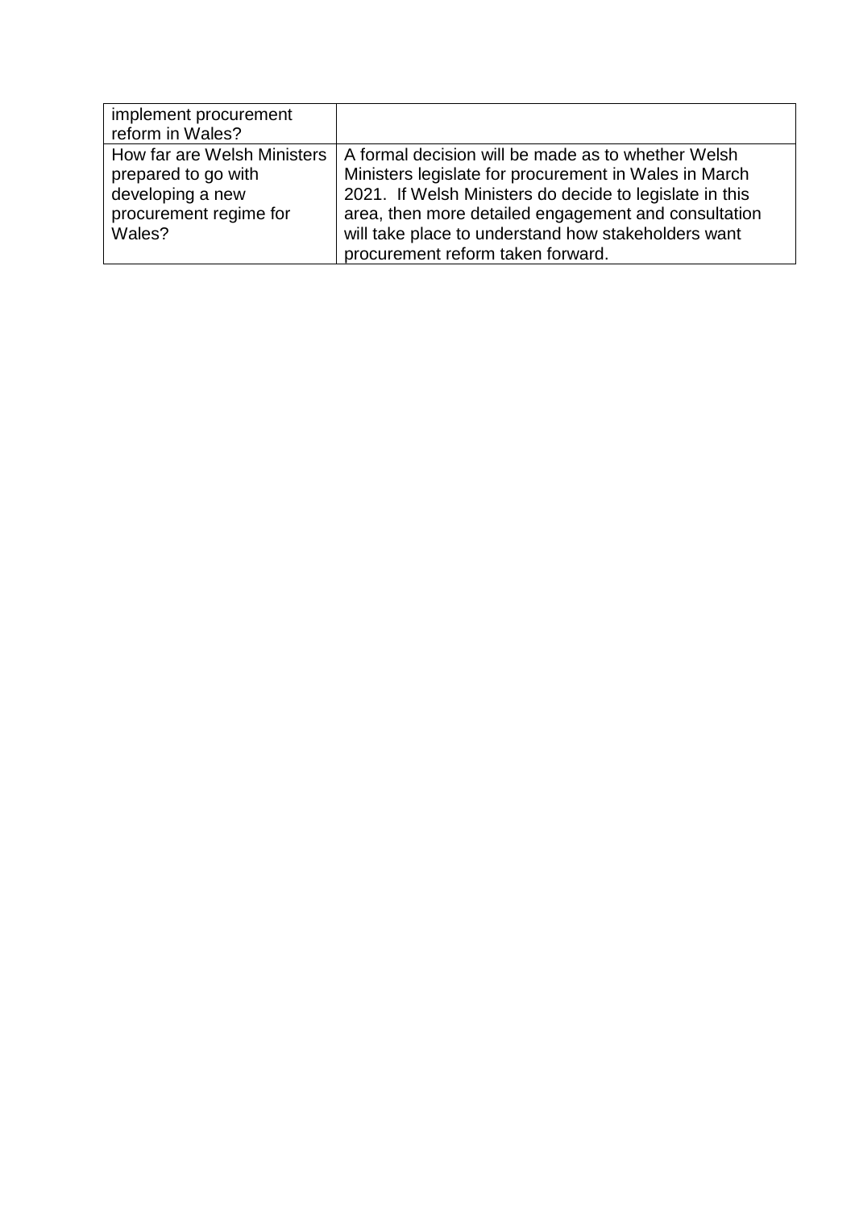| | |
|---|---|
| implement procurement reform in Wales? | |
| How far are Welsh Ministers prepared to go with developing a new procurement regime for Wales? | A formal decision will be made as to whether Welsh Ministers legislate for procurement in Wales in March 2021. If Welsh Ministers do decide to legislate in this area, then more detailed engagement and consultation will take place to understand how stakeholders want procurement reform taken forward. |